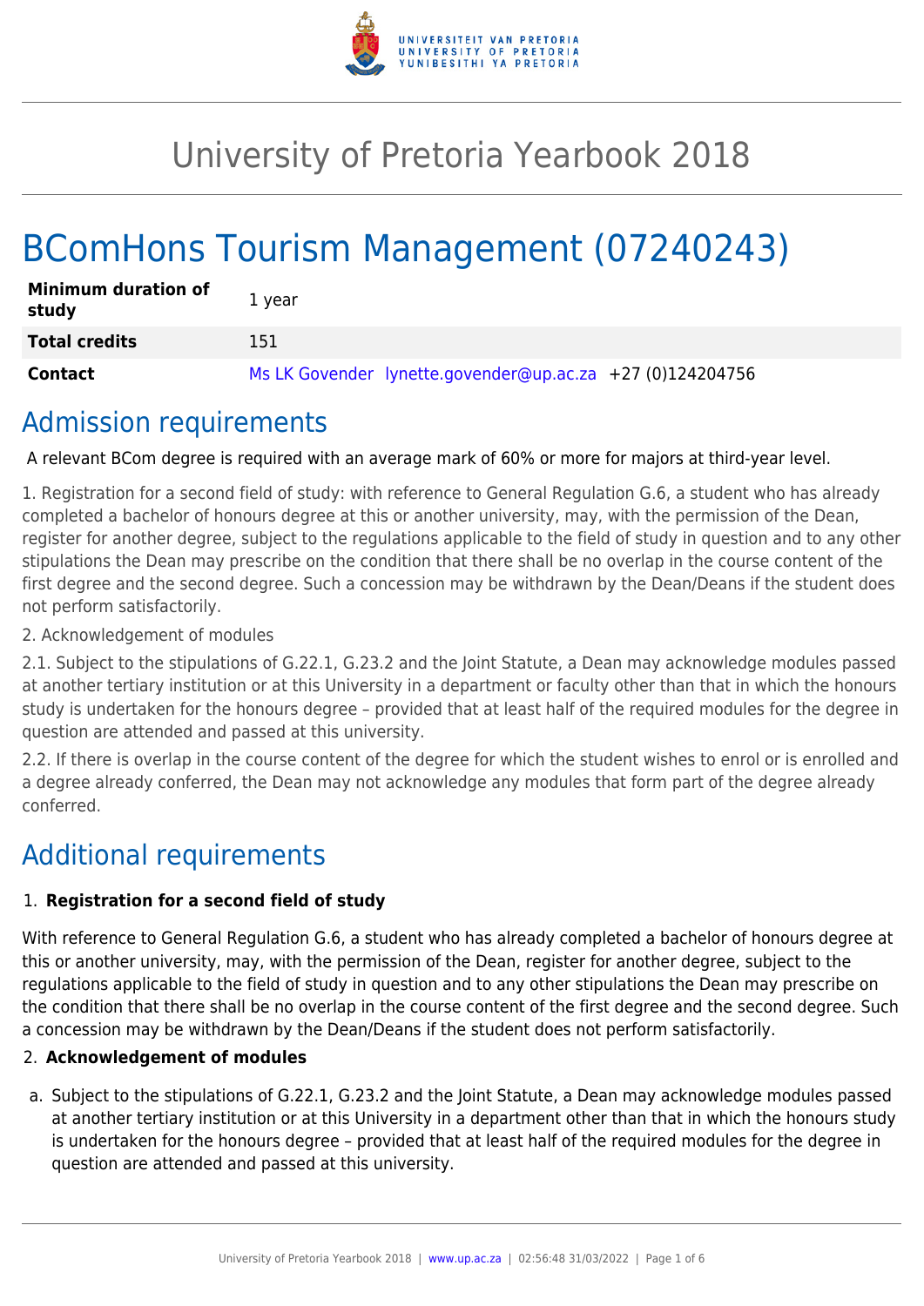# University of Pretoria Yearbook 2018

# BComHons Tourism Management (07240243)

| | |
|---|---|
| **Minimum duration of study** | 1 year |
| **Total credits** | 151 |
| **Contact** | Ms LK Govender lynette.govender@up.ac.za +27 (0)124204756 |

## Admission requirements

A relevant BCom degree is required with an average mark of 60% or more for majors at third-year level.

1. Registration for a second field of study: with reference to General Regulation G.6, a student who has already completed a bachelor of honours degree at this or another university, may, with the permission of the Dean, register for another degree, subject to the regulations applicable to the field of study in question and to any other stipulations the Dean may prescribe on the condition that there shall be no overlap in the course content of the first degree and the second degree. Such a concession may be withdrawn by the Dean/Deans if the student does not perform satisfactorily.

2. Acknowledgement of modules

2.1. Subject to the stipulations of G.22.1, G.23.2 and the Joint Statute, a Dean may acknowledge modules passed at another tertiary institution or at this University in a department or faculty other than that in which the honours study is undertaken for the honours degree – provided that at least half of the required modules for the degree in question are attended and passed at this university.

2.2. If there is overlap in the course content of the degree for which the student wishes to enrol or is enrolled and a degree already conferred, the Dean may not acknowledge any modules that form part of the degree already conferred.

## Additional requirements

1. **Registration for a second field of study**

With reference to General Regulation G.6, a student who has already completed a bachelor of honours degree at this or another university, may, with the permission of the Dean, register for another degree, subject to the regulations applicable to the field of study in question and to any other stipulations the Dean may prescribe on the condition that there shall be no overlap in the course content of the first degree and the second degree. Such a concession may be withdrawn by the Dean/Deans if the student does not perform satisfactorily.

2. **Acknowledgement of modules**

a. Subject to the stipulations of G.22.1, G.23.2 and the Joint Statute, a Dean may acknowledge modules passed at another tertiary institution or at this University in a department other than that in which the honours study is undertaken for the honours degree – provided that at least half of the required modules for the degree in question are attended and passed at this university.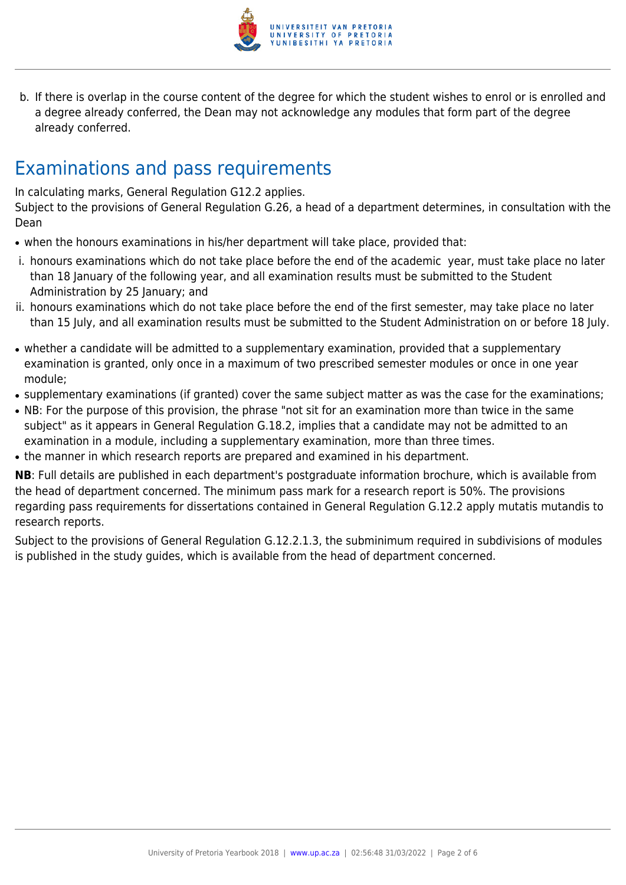b. If there is overlap in the course content of the degree for which the student wishes to enrol or is enrolled and a degree already conferred, the Dean may not acknowledge any modules that form part of the degree already conferred.

## Examinations and pass requirements

In calculating marks, General Regulation G12.2 applies.
Subject to the provisions of General Regulation G.26, a head of a department determines, in consultation with the Dean

- when the honours examinations in his/her department will take place, provided that:

i. honours examinations which do not take place before the end of the academic  year, must take place no later than 18 January of the following year, and all examination results must be submitted to the Student Administration by 25 January; and
ii. honours examinations which do not take place before the end of the first semester, may take place no later than 15 July, and all examination results must be submitted to the Student Administration on or before 18 July.

- whether a candidate will be admitted to a supplementary examination, provided that a supplementary examination is granted, only once in a maximum of two prescribed semester modules or once in one year module;
- supplementary examinations (if granted) cover the same subject matter as was the case for the examinations;
- NB: For the purpose of this provision, the phrase "not sit for an examination more than twice in the same subject" as it appears in General Regulation G.18.2, implies that a candidate may not be admitted to an examination in a module, including a supplementary examination, more than three times.
- the manner in which research reports are prepared and examined in his department.

**NB**: Full details are published in each department's postgraduate information brochure, which is available from the head of department concerned. The minimum pass mark for a research report is 50%. The provisions regarding pass requirements for dissertations contained in General Regulation G.12.2 apply mutatis mutandis to research reports.

Subject to the provisions of General Regulation G.12.2.1.3, the subminimum required in subdivisions of modules is published in the study guides, which is available from the head of department concerned.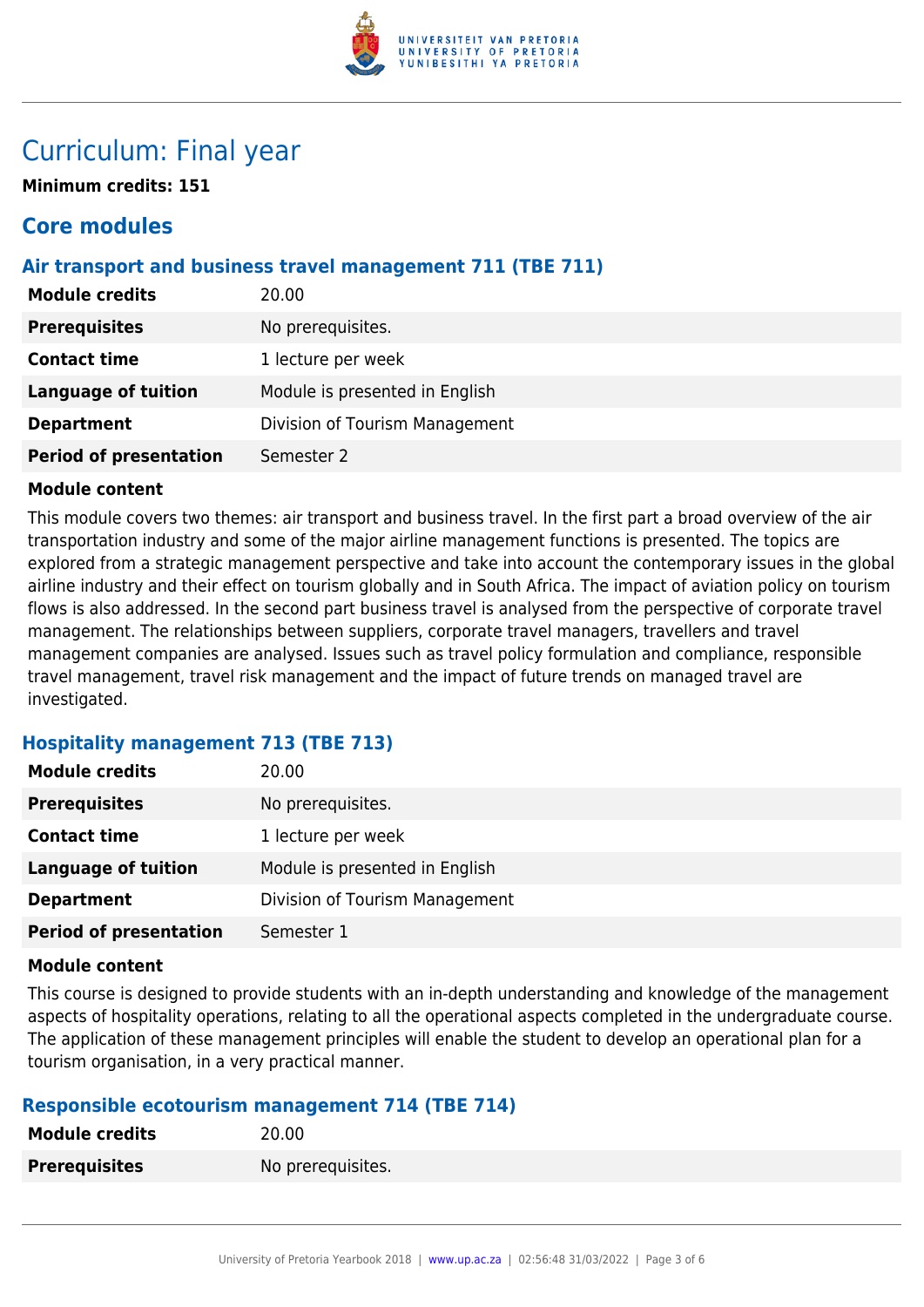# Curriculum: Final year

**Minimum credits: 151**

## Core modules

### Air transport and business travel management 711 (TBE 711)

| | |
|---|---|
| **Module credits** | 20.00 |
| **Prerequisites** | No prerequisites. |
| **Contact time** | 1 lecture per week |
| **Language of tuition** | Module is presented in English |
| **Department** | Division of Tourism Management |
| **Period of presentation** | Semester 2 |

**Module content**

This module covers two themes: air transport and business travel. In the first part a broad overview of the air transportation industry and some of the major airline management functions is presented. The topics are explored from a strategic management perspective and take into account the contemporary issues in the global airline industry and their effect on tourism globally and in South Africa. The impact of aviation policy on tourism flows is also addressed. In the second part business travel is analysed from the perspective of corporate travel management. The relationships between suppliers, corporate travel managers, travellers and travel management companies are analysed. Issues such as travel policy formulation and compliance, responsible travel management, travel risk management and the impact of future trends on managed travel are investigated.

### Hospitality management 713 (TBE 713)

| | |
|---|---|
| **Module credits** | 20.00 |
| **Prerequisites** | No prerequisites. |
| **Contact time** | 1 lecture per week |
| **Language of tuition** | Module is presented in English |
| **Department** | Division of Tourism Management |
| **Period of presentation** | Semester 1 |

**Module content**

This course is designed to provide students with an in-depth understanding and knowledge of the management aspects of hospitality operations, relating to all the operational aspects completed in the undergraduate course. The application of these management principles will enable the student to develop an operational plan for a tourism organisation, in a very practical manner.

### Responsible ecotourism management 714 (TBE 714)

| | |
|---|---|
| **Module credits** | 20.00 |
| **Prerequisites** | No prerequisites. |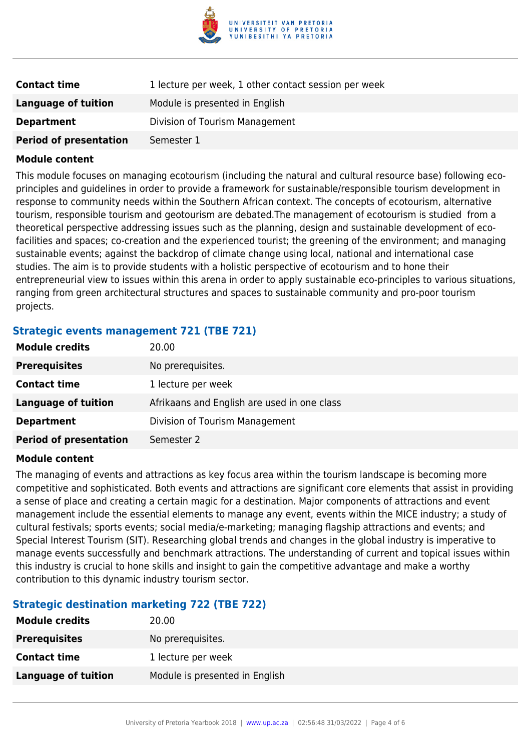| | |
|---|---|
| **Contact time** | 1 lecture per week, 1 other contact session per week |
| **Language of tuition** | Module is presented in English |
| **Department** | Division of Tourism Management |
| **Period of presentation** | Semester 1 |

**Module content**

This module focuses on managing ecotourism (including the natural and cultural resource base) following eco-principles and guidelines in order to provide a framework for sustainable/responsible tourism development in response to community needs within the Southern African context. The concepts of ecotourism, alternative tourism, responsible tourism and geotourism are debated.The management of ecotourism is studied from a theoretical perspective addressing issues such as the planning, design and sustainable development of eco-facilities and spaces; co-creation and the experienced tourist; the greening of the environment; and managing sustainable events; against the backdrop of climate change using local, national and international case studies. The aim is to provide students with a holistic perspective of ecotourism and to hone their entrepreneurial view to issues within this arena in order to apply sustainable eco-principles to various situations, ranging from green architectural structures and spaces to sustainable community and pro-poor tourism projects.

### Strategic events management 721 (TBE 721)

| | |
|---|---|
| **Module credits** | 20.00 |
| **Prerequisites** | No prerequisites. |
| **Contact time** | 1 lecture per week |
| **Language of tuition** | Afrikaans and English are used in one class |
| **Department** | Division of Tourism Management |
| **Period of presentation** | Semester 2 |

**Module content**

The managing of events and attractions as key focus area within the tourism landscape is becoming more competitive and sophisticated. Both events and attractions are significant core elements that assist in providing a sense of place and creating a certain magic for a destination. Major components of attractions and event management include the essential elements to manage any event, events within the MICE industry; a study of cultural festivals; sports events; social media/e-marketing; managing flagship attractions and events; and Special Interest Tourism (SIT). Researching global trends and changes in the global industry is imperative to manage events successfully and benchmark attractions. The understanding of current and topical issues within this industry is crucial to hone skills and insight to gain the competitive advantage and make a worthy contribution to this dynamic industry tourism sector.

### Strategic destination marketing 722 (TBE 722)

| | |
|---|---|
| **Module credits** | 20.00 |
| **Prerequisites** | No prerequisites. |
| **Contact time** | 1 lecture per week |
| **Language of tuition** | Module is presented in English |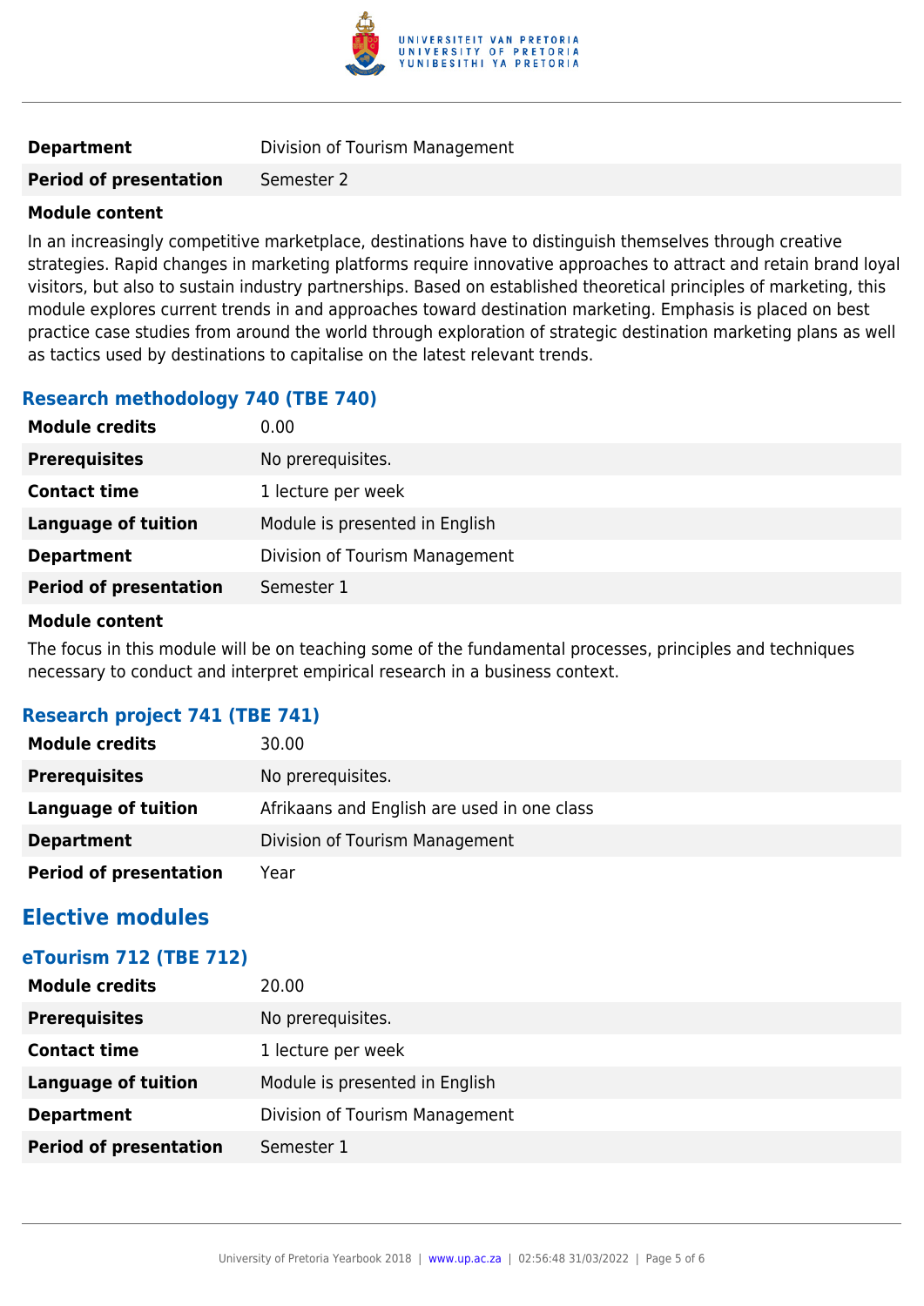| | |
|---|---|
| **Department** | Division of Tourism Management |
| **Period of presentation** | Semester 2 |

**Module content**

In an increasingly competitive marketplace, destinations have to distinguish themselves through creative strategies. Rapid changes in marketing platforms require innovative approaches to attract and retain brand loyal visitors, but also to sustain industry partnerships. Based on established theoretical principles of marketing, this module explores current trends in and approaches toward destination marketing. Emphasis is placed on best practice case studies from around the world through exploration of strategic destination marketing plans as well as tactics used by destinations to capitalise on the latest relevant trends.

### Research methodology 740 (TBE 740)

| | |
|---|---|
| **Module credits** | 0.00 |
| **Prerequisites** | No prerequisites. |
| **Contact time** | 1 lecture per week |
| **Language of tuition** | Module is presented in English |
| **Department** | Division of Tourism Management |
| **Period of presentation** | Semester 1 |

**Module content**

The focus in this module will be on teaching some of the fundamental processes, principles and techniques necessary to conduct and interpret empirical research in a business context.

### Research project 741 (TBE 741)

| | |
|---|---|
| **Module credits** | 30.00 |
| **Prerequisites** | No prerequisites. |
| **Language of tuition** | Afrikaans and English are used in one class |
| **Department** | Division of Tourism Management |
| **Period of presentation** | Year |

## Elective modules

### eTourism 712 (TBE 712)

| | |
|---|---|
| **Module credits** | 20.00 |
| **Prerequisites** | No prerequisites. |
| **Contact time** | 1 lecture per week |
| **Language of tuition** | Module is presented in English |
| **Department** | Division of Tourism Management |
| **Period of presentation** | Semester 1 |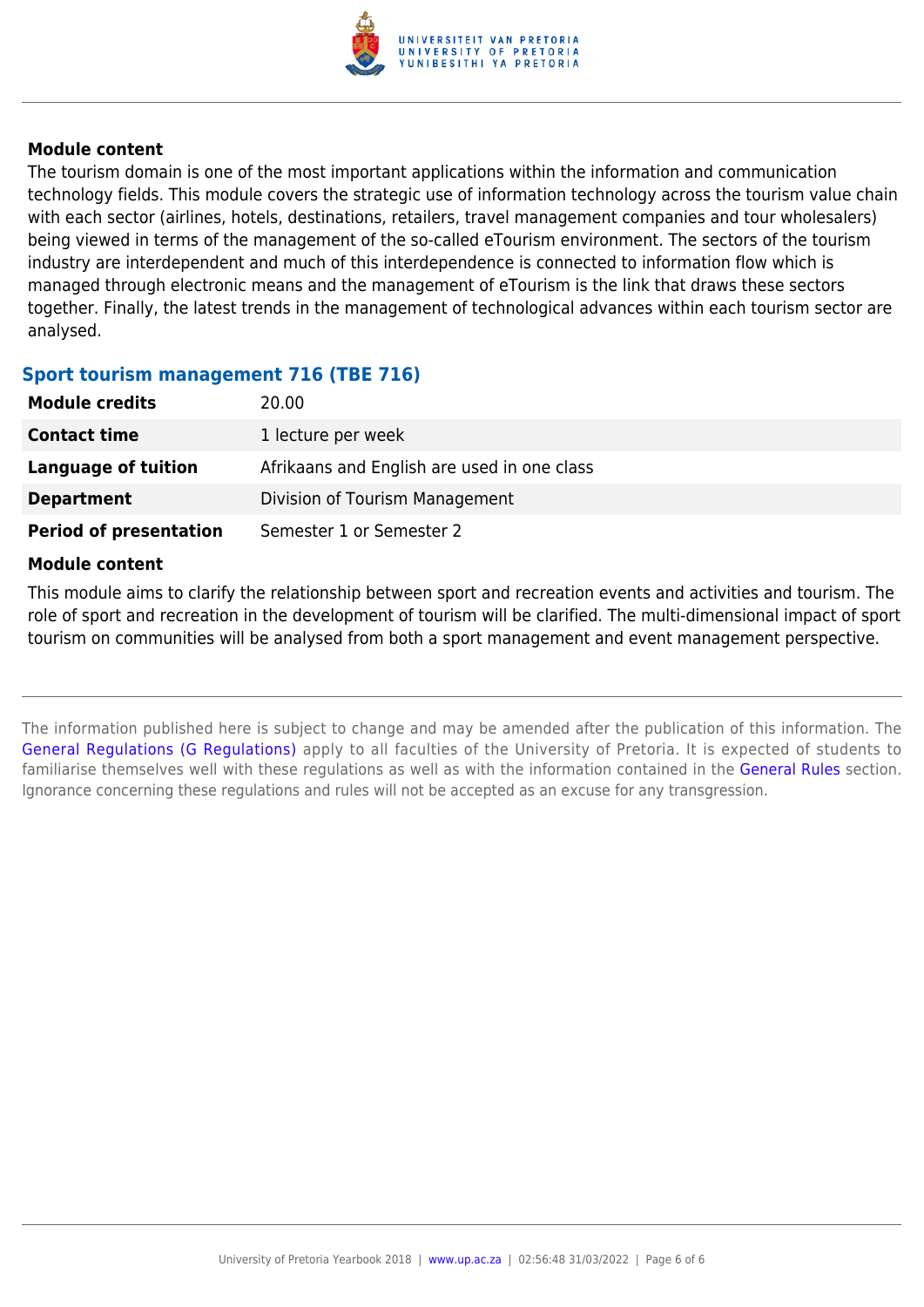**Module content**

The tourism domain is one of the most important applications within the information and communication technology fields. This module covers the strategic use of information technology across the tourism value chain with each sector (airlines, hotels, destinations, retailers, travel management companies and tour wholesalers) being viewed in terms of the management of the so-called eTourism environment. The sectors of the tourism industry are interdependent and much of this interdependence is connected to information flow which is managed through electronic means and the management of eTourism is the link that draws these sectors together. Finally, the latest trends in the management of technological advances within each tourism sector are analysed.

### Sport tourism management 716 (TBE 716)

| | |
|---|---|
| **Module credits** | 20.00 |
| **Contact time** | 1 lecture per week |
| **Language of tuition** | Afrikaans and English are used in one class |
| **Department** | Division of Tourism Management |
| **Period of presentation** | Semester 1 or Semester 2 |

**Module content**

This module aims to clarify the relationship between sport and recreation events and activities and tourism. The role of sport and recreation in the development of tourism will be clarified. The multi-dimensional impact of sport tourism on communities will be analysed from both a sport management and event management perspective.

---

The information published here is subject to change and may be amended after the publication of this information. The General Regulations (G Regulations) apply to all faculties of the University of Pretoria. It is expected of students to familiarise themselves well with these regulations as well as with the information contained in the General Rules section. Ignorance concerning these regulations and rules will not be accepted as an excuse for any transgression.